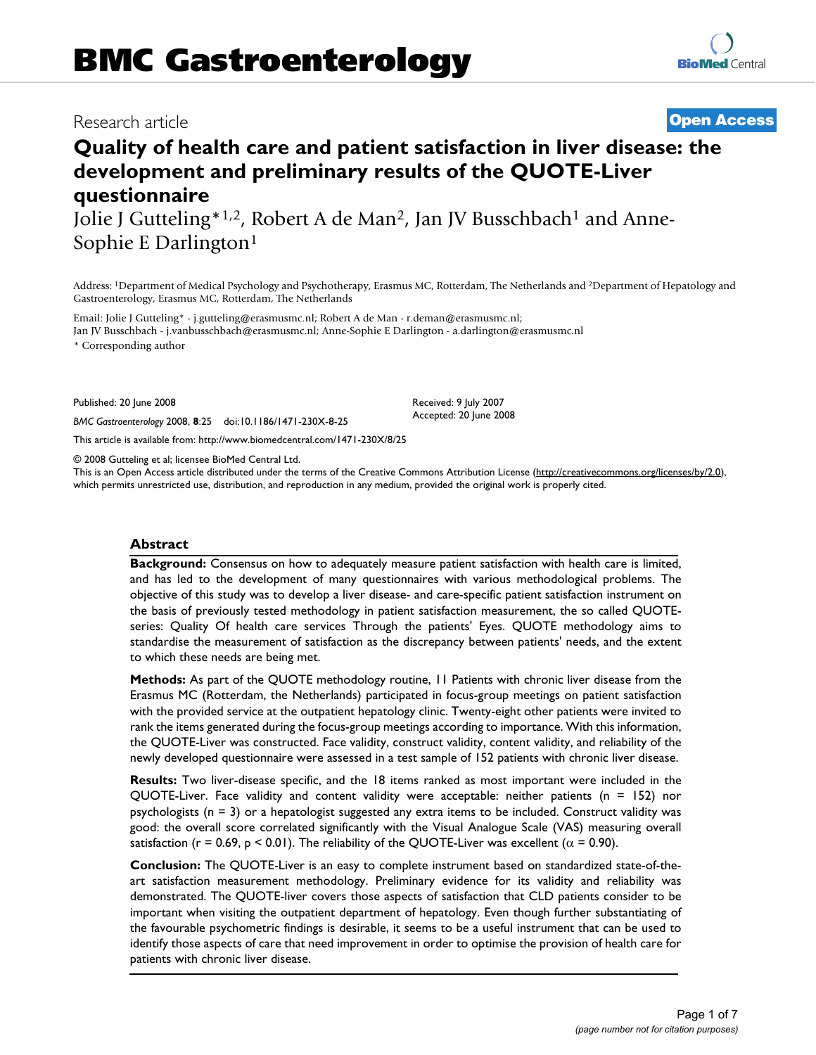# BMC Gastroenterology

Research article

**Open Access**

# Quality of health care and patient satisfaction in liver disease: the development and preliminary results of the QUOTE-Liver questionnaire

Jolie J Gutteling*[1,2], Robert A de Man[2], Jan JV Busschbach[1] and Anne-Sophie E Darlington[1]

Address: [1]Department of Medical Psychology and Psychotherapy, Erasmus MC, Rotterdam, The Netherlands and [2]Department of Hepatology and Gastroenterology, Erasmus MC, Rotterdam, The Netherlands

Email: Jolie J Gutteling* - j.gutteling@erasmusmc.nl; Robert A de Man - r.deman@erasmusmc.nl; Jan JV Busschbach - j.vanbusschbach@erasmusmc.nl; Anne-Sophie E Darlington - a.darlington@erasmusmc.nl

\* Corresponding author

Published: 20 June 2008

*BMC Gastroenterology* 2008, **8**:25 doi:10.1186/1471-230X-8-25

Received: 9 July 2007
Accepted: 20 June 2008

This article is available from: http://www.biomedcentral.com/1471-230X/8/25

© 2008 Gutteling et al; licensee BioMed Central Ltd.
This is an Open Access article distributed under the terms of the Creative Commons Attribution License (http://creativecommons.org/licenses/by/2.0), which permits unrestricted use, distribution, and reproduction in any medium, provided the original work is properly cited.

## Abstract

**Background:** Consensus on how to adequately measure patient satisfaction with health care is limited, and has led to the development of many questionnaires with various methodological problems. The objective of this study was to develop a liver disease- and care-specific patient satisfaction instrument on the basis of previously tested methodology in patient satisfaction measurement, the so called QUOTE-series: Quality Of health care services Through the patients' Eyes. QUOTE methodology aims to standardise the measurement of satisfaction as the discrepancy between patients' needs, and the extent to which these needs are being met.

**Methods:** As part of the QUOTE methodology routine, 11 Patients with chronic liver disease from the Erasmus MC (Rotterdam, the Netherlands) participated in focus-group meetings on patient satisfaction with the provided service at the outpatient hepatology clinic. Twenty-eight other patients were invited to rank the items generated during the focus-group meetings according to importance. With this information, the QUOTE-Liver was constructed. Face validity, construct validity, content validity, and reliability of the newly developed questionnaire were assessed in a test sample of 152 patients with chronic liver disease.

**Results:** Two liver-disease specific, and the 18 items ranked as most important were included in the QUOTE-Liver. Face validity and content validity were acceptable: neither patients (n = 152) nor psychologists (n = 3) or a hepatologist suggested any extra items to be included. Construct validity was good: the overall score correlated significantly with the Visual Analogue Scale (VAS) measuring overall satisfaction ($r = 0.69$, $p < 0.01$). The reliability of the QUOTE-Liver was excellent ($\alpha = 0.90$).

**Conclusion:** The QUOTE-Liver is an easy to complete instrument based on standardized state-of-the-art satisfaction measurement methodology. Preliminary evidence for its validity and reliability was demonstrated. The QUOTE-liver covers those aspects of satisfaction that CLD patients consider to be important when visiting the outpatient department of hepatology. Even though further substantiating of the favourable psychometric findings is desirable, it seems to be a useful instrument that can be used to identify those aspects of care that need improvement in order to optimise the provision of health care for patients with chronic liver disease.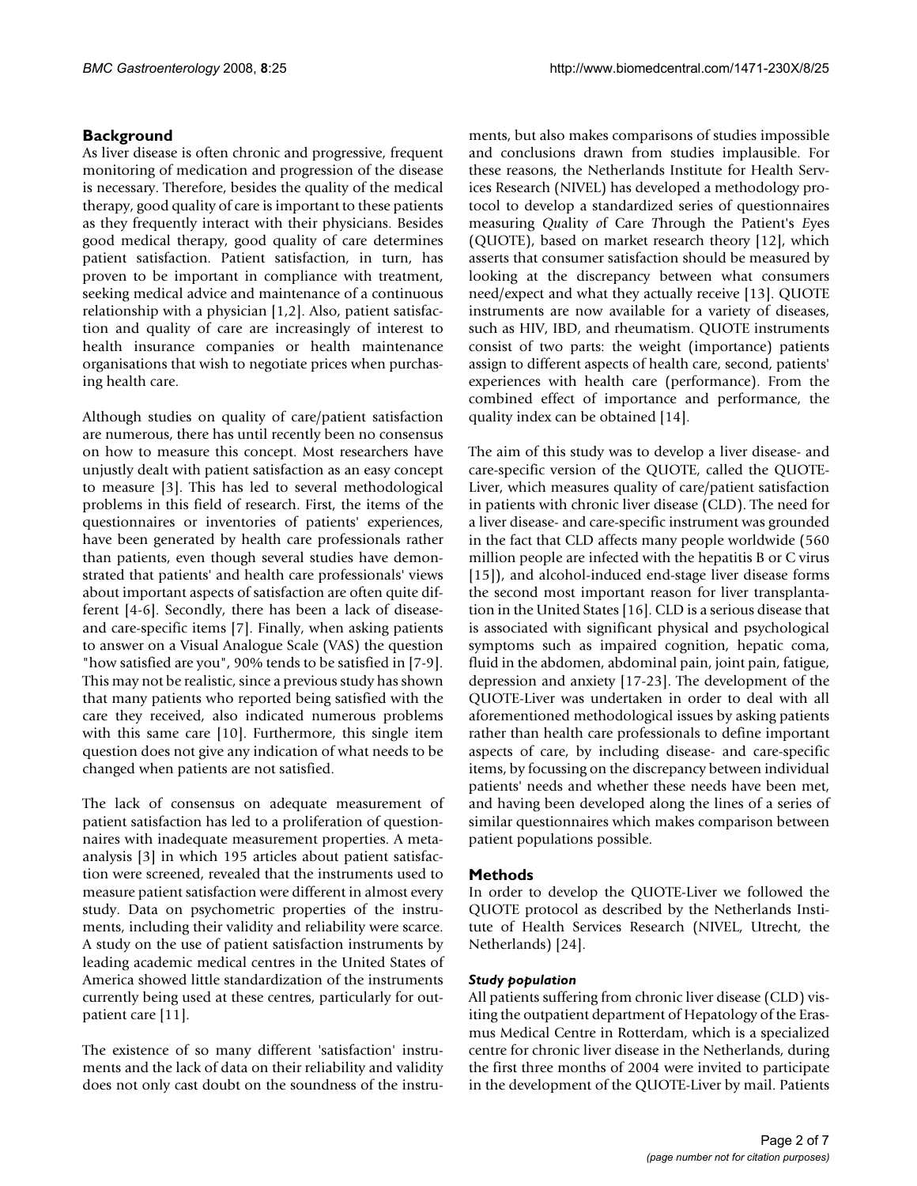## Background

As liver disease is often chronic and progressive, frequent monitoring of medication and progression of the disease is necessary. Therefore, besides the quality of the medical therapy, good quality of care is important to these patients as they frequently interact with their physicians. Besides good medical therapy, good quality of care determines patient satisfaction. Patient satisfaction, in turn, has proven to be important in compliance with treatment, seeking medical advice and maintenance of a continuous relationship with a physician [1,2]. Also, patient satisfaction and quality of care are increasingly of interest to health insurance companies or health maintenance organisations that wish to negotiate prices when purchasing health care.

Although studies on quality of care/patient satisfaction are numerous, there has until recently been no consensus on how to measure this concept. Most researchers have unjustly dealt with patient satisfaction as an easy concept to measure [3]. This has led to several methodological problems in this field of research. First, the items of the questionnaires or inventories of patients' experiences, have been generated by health care professionals rather than patients, even though several studies have demonstrated that patients' and health care professionals' views about important aspects of satisfaction are often quite different [4-6]. Secondly, there has been a lack of disease- and care-specific items [7]. Finally, when asking patients to answer on a Visual Analogue Scale (VAS) the question "how satisfied are you", 90% tends to be satisfied in [7-9]. This may not be realistic, since a previous study has shown that many patients who reported being satisfied with the care they received, also indicated numerous problems with this same care [10]. Furthermore, this single item question does not give any indication of what needs to be changed when patients are not satisfied.

The lack of consensus on adequate measurement of patient satisfaction has led to a proliferation of questionnaires with inadequate measurement properties. A meta-analysis [3] in which 195 articles about patient satisfaction were screened, revealed that the instruments used to measure patient satisfaction were different in almost every study. Data on psychometric properties of the instruments, including their validity and reliability were scarce. A study on the use of patient satisfaction instruments by leading academic medical centres in the United States of America showed little standardization of the instruments currently being used at these centres, particularly for outpatient care [11].

The existence of so many different 'satisfaction' instruments and the lack of data on their reliability and validity does not only cast doubt on the soundness of the instruments, but also makes comparisons of studies impossible and conclusions drawn from studies implausible. For these reasons, the Netherlands Institute for Health Services Research (NIVEL) has developed a methodology protocol to develop a standardized series of questionnaires measuring *Qu*ality *o*f Care *T*hrough the Patient's *E*yes (QUOTE), based on market research theory [12], which asserts that consumer satisfaction should be measured by looking at the discrepancy between what consumers need/expect and what they actually receive [13]. QUOTE instruments are now available for a variety of diseases, such as HIV, IBD, and rheumatism. QUOTE instruments consist of two parts: the weight (importance) patients assign to different aspects of health care, second, patients' experiences with health care (performance). From the combined effect of importance and performance, the quality index can be obtained [14].

The aim of this study was to develop a liver disease- and care-specific version of the QUOTE, called the QUOTE-Liver, which measures quality of care/patient satisfaction in patients with chronic liver disease (CLD). The need for a liver disease- and care-specific instrument was grounded in the fact that CLD affects many people worldwide (560 million people are infected with the hepatitis B or C virus [15]), and alcohol-induced end-stage liver disease forms the second most important reason for liver transplantation in the United States [16]. CLD is a serious disease that is associated with significant physical and psychological symptoms such as impaired cognition, hepatic coma, fluid in the abdomen, abdominal pain, joint pain, fatigue, depression and anxiety [17-23]. The development of the QUOTE-Liver was undertaken in order to deal with all aforementioned methodological issues by asking patients rather than health care professionals to define important aspects of care, by including disease- and care-specific items, by focussing on the discrepancy between individual patients' needs and whether these needs have been met, and having been developed along the lines of a series of similar questionnaires which makes comparison between patient populations possible.

## Methods

In order to develop the QUOTE-Liver we followed the QUOTE protocol as described by the Netherlands Institute of Health Services Research (NIVEL, Utrecht, the Netherlands) [24].

### *Study population*

All patients suffering from chronic liver disease (CLD) visiting the outpatient department of Hepatology of the Erasmus Medical Centre in Rotterdam, which is a specialized centre for chronic liver disease in the Netherlands, during the first three months of 2004 were invited to participate in the development of the QUOTE-Liver by mail. Patients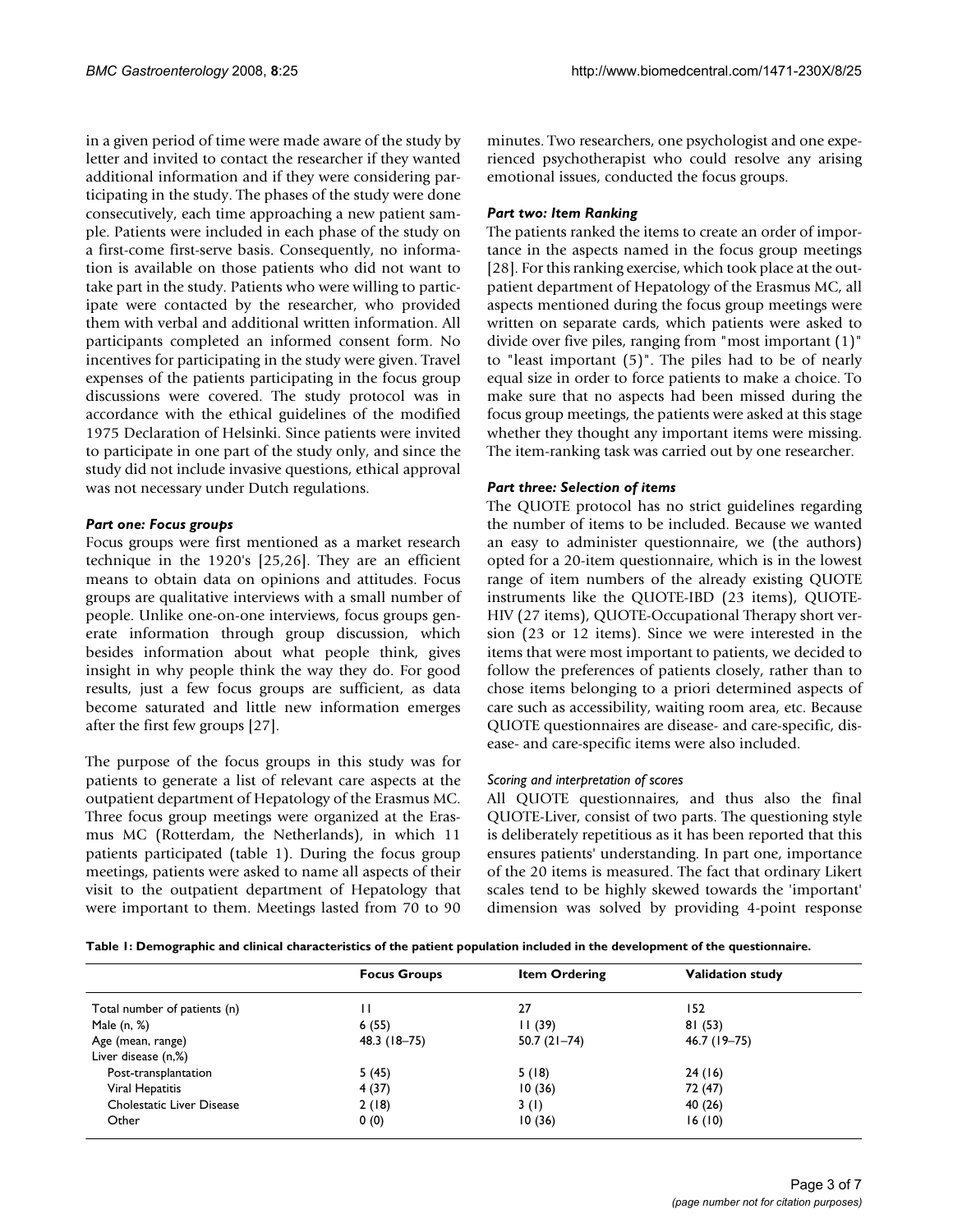in a given period of time were made aware of the study by letter and invited to contact the researcher if they wanted additional information and if they were considering participating in the study. The phases of the study were done consecutively, each time approaching a new patient sample. Patients were included in each phase of the study on a first-come first-serve basis. Consequently, no information is available on those patients who did not want to take part in the study. Patients who were willing to participate were contacted by the researcher, who provided them with verbal and additional written information. All participants completed an informed consent form. No incentives for participating in the study were given. Travel expenses of the patients participating in the focus group discussions were covered. The study protocol was in accordance with the ethical guidelines of the modified 1975 Declaration of Helsinki. Since patients were invited to participate in one part of the study only, and since the study did not include invasive questions, ethical approval was not necessary under Dutch regulations.

### *Part one: Focus groups*

Focus groups were first mentioned as a market research technique in the 1920's [25,26]. They are an efficient means to obtain data on opinions and attitudes. Focus groups are qualitative interviews with a small number of people. Unlike one-on-one interviews, focus groups generate information through group discussion, which besides information about what people think, gives insight in why people think the way they do. For good results, just a few focus groups are sufficient, as data become saturated and little new information emerges after the first few groups [27].

The purpose of the focus groups in this study was for patients to generate a list of relevant care aspects at the outpatient department of Hepatology of the Erasmus MC. Three focus group meetings were organized at the Erasmus MC (Rotterdam, the Netherlands), in which 11 patients participated (table 1). During the focus group meetings, patients were asked to name all aspects of their visit to the outpatient department of Hepatology that were important to them. Meetings lasted from 70 to 90 minutes. Two researchers, one psychologist and one experienced psychotherapist who could resolve any arising emotional issues, conducted the focus groups.

### *Part two: Item Ranking*

The patients ranked the items to create an order of importance in the aspects named in the focus group meetings [28]. For this ranking exercise, which took place at the outpatient department of Hepatology of the Erasmus MC, all aspects mentioned during the focus group meetings were written on separate cards, which patients were asked to divide over five piles, ranging from "most important (1)" to "least important (5)". The piles had to be of nearly equal size in order to force patients to make a choice. To make sure that no aspects had been missed during the focus group meetings, the patients were asked at this stage whether they thought any important items were missing. The item-ranking task was carried out by one researcher.

### *Part three: Selection of items*

The QUOTE protocol has no strict guidelines regarding the number of items to be included. Because we wanted an easy to administer questionnaire, we (the authors) opted for a 20-item questionnaire, which is in the lowest range of item numbers of the already existing QUOTE instruments like the QUOTE-IBD (23 items), QUOTE-HIV (27 items), QUOTE-Occupational Therapy short version (23 or 12 items). Since we were interested in the items that were most important to patients, we decided to follow the preferences of patients closely, rather than to chose items belonging to a priori determined aspects of care such as accessibility, waiting room area, etc. Because QUOTE questionnaires are disease- and care-specific, disease- and care-specific items were also included.

#### *Scoring and interpretation of scores*

All QUOTE questionnaires, and thus also the final QUOTE-Liver, consist of two parts. The questioning style is deliberately repetitious as it has been reported that this ensures patients' understanding. In part one, importance of the 20 items is measured. The fact that ordinary Likert scales tend to be highly skewed towards the 'important' dimension was solved by providing 4-point response

**Table 1: Demographic and clinical characteristics of the patient population included in the development of the questionnaire.**

| | Focus Groups | Item Ordering | Validation study |
|---|---|---|---|
| Total number of patients (n) | 11 | 27 | 152 |
| Male (n, %) | 6 (55) | 11 (39) | 81 (53) |
| Age (mean, range) | 48.3 (18–75) | 50.7 (21–74) | 46.7 (19–75) |
| Liver disease (n,%) | | | |
| Post-transplantation | 5 (45) | 5 (18) | 24 (16) |
| Viral Hepatitis | 4 (37) | 10 (36) | 72 (47) |
| Cholestatic Liver Disease | 2 (18) | 3 (1) | 40 (26) |
| Other | 0 (0) | 10 (36) | 16 (10) |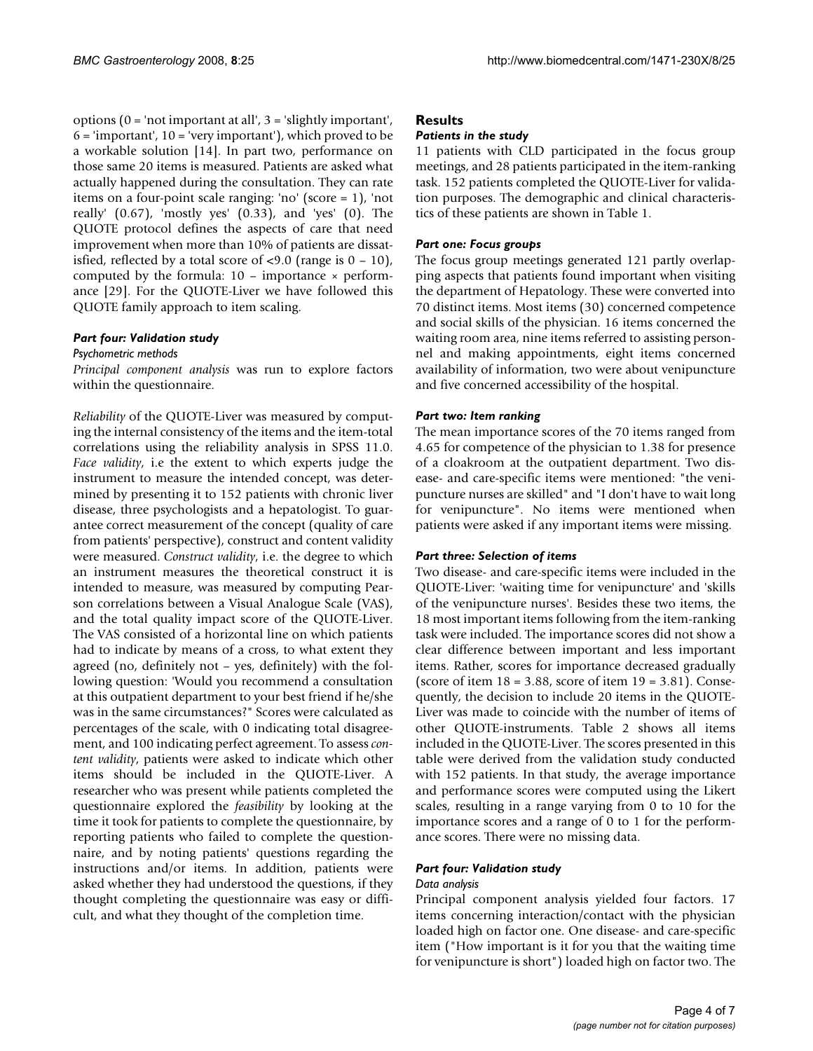options (0 = 'not important at all', 3 = 'slightly important', 6 = 'important', 10 = 'very important'), which proved to be a workable solution [14]. In part two, performance on those same 20 items is measured. Patients are asked what actually happened during the consultation. They can rate items on a four-point scale ranging: 'no' (score = 1), 'not really' (0.67), 'mostly yes' (0.33), and 'yes' (0). The QUOTE protocol defines the aspects of care that need improvement when more than 10% of patients are dissatisfied, reflected by a total score of <9.0 (range is 0 – 10), computed by the formula: 10 – importance × performance [29]. For the QUOTE-Liver we have followed this QUOTE family approach to item scaling.

### *Part four: Validation study*

#### *Psychometric methods*

*Principal component analysis* was run to explore factors within the questionnaire.

*Reliability* of the QUOTE-Liver was measured by computing the internal consistency of the items and the item-total correlations using the reliability analysis in SPSS 11.0. *Face validity*, i.e the extent to which experts judge the instrument to measure the intended concept, was determined by presenting it to 152 patients with chronic liver disease, three psychologists and a hepatologist. To guarantee correct measurement of the concept (quality of care from patients' perspective), construct and content validity were measured. *Construct validity*, i.e. the degree to which an instrument measures the theoretical construct it is intended to measure, was measured by computing Pearson correlations between a Visual Analogue Scale (VAS), and the total quality impact score of the QUOTE-Liver. The VAS consisted of a horizontal line on which patients had to indicate by means of a cross, to what extent they agreed (no, definitely not – yes, definitely) with the following question: 'Would you recommend a consultation at this outpatient department to your best friend if he/she was in the same circumstances?" Scores were calculated as percentages of the scale, with 0 indicating total disagreement, and 100 indicating perfect agreement. To assess *content validity*, patients were asked to indicate which other items should be included in the QUOTE-Liver. A researcher who was present while patients completed the questionnaire explored the *feasibility* by looking at the time it took for patients to complete the questionnaire, by reporting patients who failed to complete the questionnaire, and by noting patients' questions regarding the instructions and/or items. In addition, patients were asked whether they had understood the questions, if they thought completing the questionnaire was easy or difficult, and what they thought of the completion time.

## Results

### *Patients in the study*

11 patients with CLD participated in the focus group meetings, and 28 patients participated in the item-ranking task. 152 patients completed the QUOTE-Liver for validation purposes. The demographic and clinical characteristics of these patients are shown in Table 1.

### *Part one: Focus groups*

The focus group meetings generated 121 partly overlapping aspects that patients found important when visiting the department of Hepatology. These were converted into 70 distinct items. Most items (30) concerned competence and social skills of the physician. 16 items concerned the waiting room area, nine items referred to assisting personnel and making appointments, eight items concerned availability of information, two were about venipuncture and five concerned accessibility of the hospital.

### *Part two: Item ranking*

The mean importance scores of the 70 items ranged from 4.65 for competence of the physician to 1.38 for presence of a cloakroom at the outpatient department. Two disease- and care-specific items were mentioned: "the venipuncture nurses are skilled" and "I don't have to wait long for venipuncture". No items were mentioned when patients were asked if any important items were missing.

### *Part three: Selection of items*

Two disease- and care-specific items were included in the QUOTE-Liver: 'waiting time for venipuncture' and 'skills of the venipuncture nurses'. Besides these two items, the 18 most important items following from the item-ranking task were included. The importance scores did not show a clear difference between important and less important items. Rather, scores for importance decreased gradually (score of item 18 = 3.88, score of item 19 = 3.81). Consequently, the decision to include 20 items in the QUOTE-Liver was made to coincide with the number of items of other QUOTE-instruments. Table 2 shows all items included in the QUOTE-Liver. The scores presented in this table were derived from the validation study conducted with 152 patients. In that study, the average importance and performance scores were computed using the Likert scales, resulting in a range varying from 0 to 10 for the importance scores and a range of 0 to 1 for the performance scores. There were no missing data.

### *Part four: Validation study*

#### *Data analysis*

Principal component analysis yielded four factors. 17 items concerning interaction/contact with the physician loaded high on factor one. One disease- and care-specific item ("How important is it for you that the waiting time for venipuncture is short") loaded high on factor two. The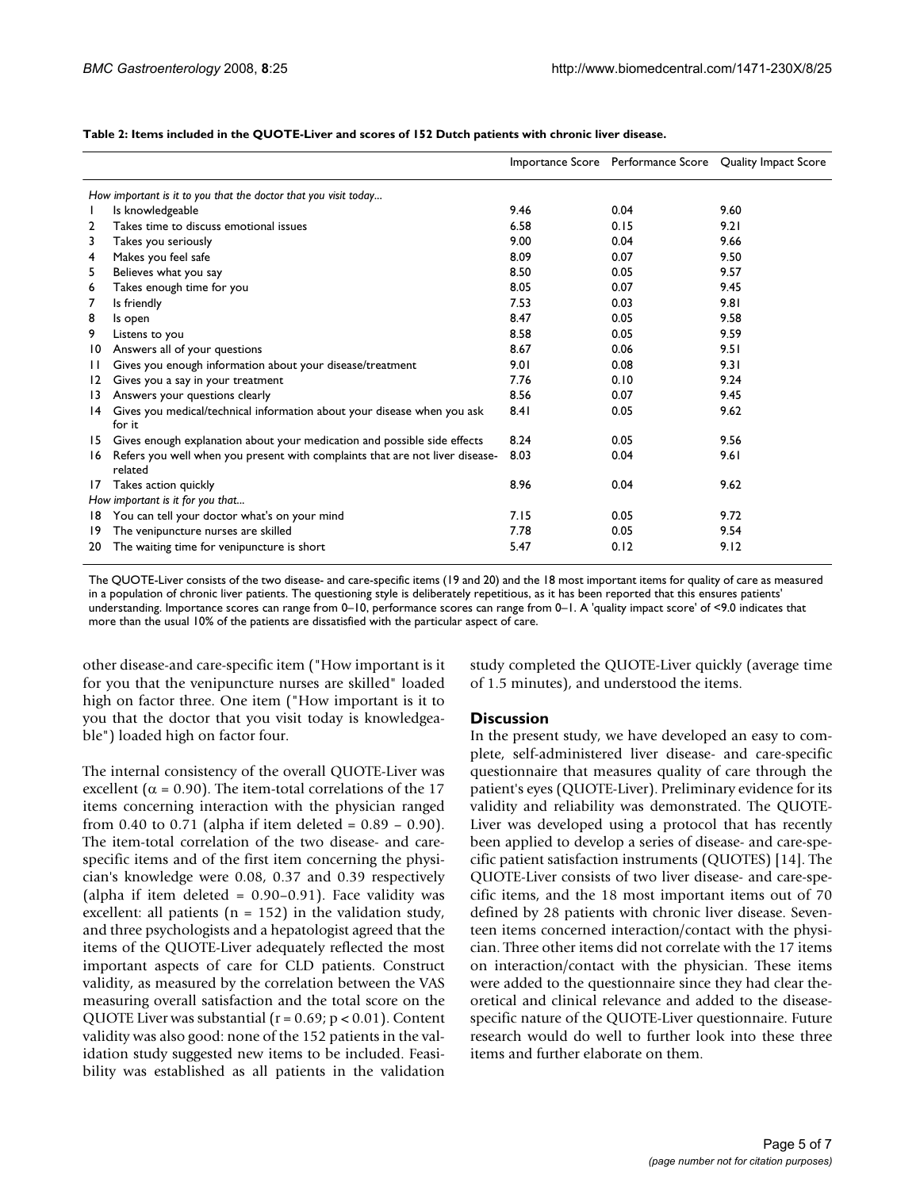**Table 2: Items included in the QUOTE-Liver and scores of 152 Dutch patients with chronic liver disease.**

| | | Importance Score | Performance Score | Quality Impact Score |
|---|---|---|---|---|
| *How important is it to you that the doctor that you visit today...* | | | | |
| 1 | Is knowledgeable | 9.46 | 0.04 | 9.60 |
| 2 | Takes time to discuss emotional issues | 6.58 | 0.15 | 9.21 |
| 3 | Takes you seriously | 9.00 | 0.04 | 9.66 |
| 4 | Makes you feel safe | 8.09 | 0.07 | 9.50 |
| 5 | Believes what you say | 8.50 | 0.05 | 9.57 |
| 6 | Takes enough time for you | 8.05 | 0.07 | 9.45 |
| 7 | Is friendly | 7.53 | 0.03 | 9.81 |
| 8 | Is open | 8.47 | 0.05 | 9.58 |
| 9 | Listens to you | 8.58 | 0.05 | 9.59 |
| 10 | Answers all of your questions | 8.67 | 0.06 | 9.51 |
| 11 | Gives you enough information about your disease/treatment | 9.01 | 0.08 | 9.31 |
| 12 | Gives you a say in your treatment | 7.76 | 0.10 | 9.24 |
| 13 | Answers your questions clearly | 8.56 | 0.07 | 9.45 |
| 14 | Gives you medical/technical information about your disease when you ask for it | 8.41 | 0.05 | 9.62 |
| 15 | Gives enough explanation about your medication and possible side effects | 8.24 | 0.05 | 9.56 |
| 16 | Refers you well when you present with complaints that are not liver disease-related | 8.03 | 0.04 | 9.61 |
| 17 | Takes action quickly | 8.96 | 0.04 | 9.62 |
| *How important is it for you that...* | | | | |
| 18 | You can tell your doctor what's on your mind | 7.15 | 0.05 | 9.72 |
| 19 | The venipuncture nurses are skilled | 7.78 | 0.05 | 9.54 |
| 20 | The waiting time for venipuncture is short | 5.47 | 0.12 | 9.12 |

The QUOTE-Liver consists of the two disease- and care-specific items (19 and 20) and the 18 most important items for quality of care as measured in a population of chronic liver patients. The questioning style is deliberately repetitious, as it has been reported that this ensures patients' understanding. Importance scores can range from 0–10, performance scores can range from 0–1. A 'quality impact score' of <9.0 indicates that more than the usual 10% of the patients are dissatisfied with the particular aspect of care.

other disease-and care-specific item ("How important is it for you that the venipuncture nurses are skilled" loaded high on factor three. One item ("How important is it to you that the doctor that you visit today is knowledgeable") loaded high on factor four.

The internal consistency of the overall QUOTE-Liver was excellent ($\alpha = 0.90$). The item-total correlations of the 17 items concerning interaction with the physician ranged from 0.40 to 0.71 (alpha if item deleted = 0.89 – 0.90). The item-total correlation of the two disease- and care-specific items and of the first item concerning the physician's knowledge were 0.08, 0.37 and 0.39 respectively (alpha if item deleted = 0.90–0.91). Face validity was excellent: all patients ($n = 152$) in the validation study, and three psychologists and a hepatologist agreed that the items of the QUOTE-Liver adequately reflected the most important aspects of care for CLD patients. Construct validity, as measured by the correlation between the VAS measuring overall satisfaction and the total score on the QUOTE Liver was substantial ($r = 0.69$; $p < 0.01$). Content validity was also good: none of the 152 patients in the validation study suggested new items to be included. Feasibility was established as all patients in the validation study completed the QUOTE-Liver quickly (average time of 1.5 minutes), and understood the items.

## Discussion

In the present study, we have developed an easy to complete, self-administered liver disease- and care-specific questionnaire that measures quality of care through the patient's eyes (QUOTE-Liver). Preliminary evidence for its validity and reliability was demonstrated. The QUOTE-Liver was developed using a protocol that has recently been applied to develop a series of disease- and care-specific patient satisfaction instruments (QUOTES) [14]. The QUOTE-Liver consists of two liver disease- and care-specific items, and the 18 most important items out of 70 defined by 28 patients with chronic liver disease. Seventeen items concerned interaction/contact with the physician. Three other items did not correlate with the 17 items on interaction/contact with the physician. These items were added to the questionnaire since they had clear theoretical and clinical relevance and added to the disease-specific nature of the QUOTE-Liver questionnaire. Future research would do well to further look into these three items and further elaborate on them.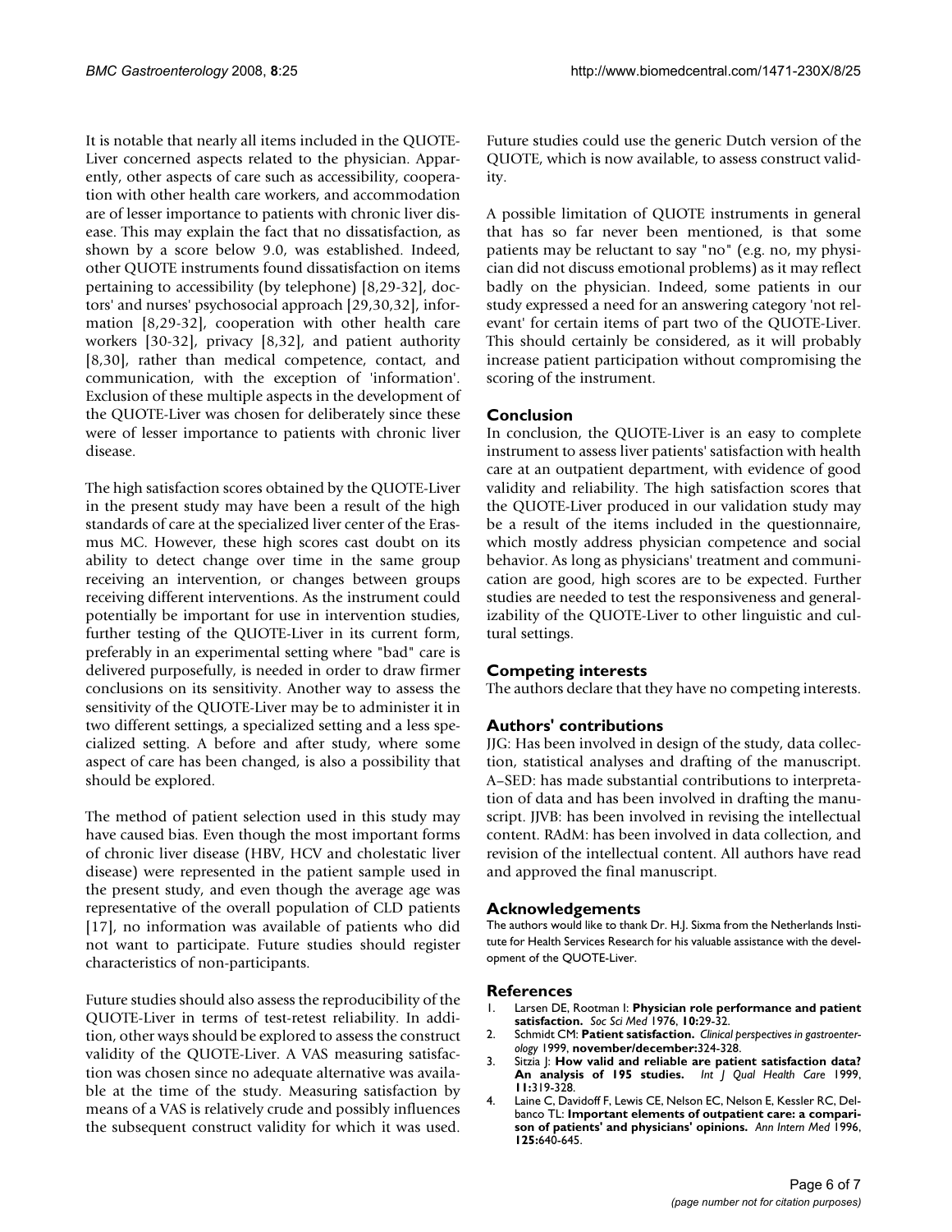It is notable that nearly all items included in the QUOTE-Liver concerned aspects related to the physician. Apparently, other aspects of care such as accessibility, cooperation with other health care workers, and accommodation are of lesser importance to patients with chronic liver disease. This may explain the fact that no dissatisfaction, as shown by a score below 9.0, was established. Indeed, other QUOTE instruments found dissatisfaction on items pertaining to accessibility (by telephone) [8,29-32], doctors' and nurses' psychosocial approach [29,30,32], information [8,29-32], cooperation with other health care workers [30-32], privacy [8,32], and patient authority [8,30], rather than medical competence, contact, and communication, with the exception of 'information'. Exclusion of these multiple aspects in the development of the QUOTE-Liver was chosen for deliberately since these were of lesser importance to patients with chronic liver disease.

The high satisfaction scores obtained by the QUOTE-Liver in the present study may have been a result of the high standards of care at the specialized liver center of the Erasmus MC. However, these high scores cast doubt on its ability to detect change over time in the same group receiving an intervention, or changes between groups receiving different interventions. As the instrument could potentially be important for use in intervention studies, further testing of the QUOTE-Liver in its current form, preferably in an experimental setting where "bad" care is delivered purposefully, is needed in order to draw firmer conclusions on its sensitivity. Another way to assess the sensitivity of the QUOTE-Liver may be to administer it in two different settings, a specialized setting and a less specialized setting. A before and after study, where some aspect of care has been changed, is also a possibility that should be explored.

The method of patient selection used in this study may have caused bias. Even though the most important forms of chronic liver disease (HBV, HCV and cholestatic liver disease) were represented in the patient sample used in the present study, and even though the average age was representative of the overall population of CLD patients [17], no information was available of patients who did not want to participate. Future studies should register characteristics of non-participants.

Future studies should also assess the reproducibility of the QUOTE-Liver in terms of test-retest reliability. In addition, other ways should be explored to assess the construct validity of the QUOTE-Liver. A VAS measuring satisfaction was chosen since no adequate alternative was available at the time of the study. Measuring satisfaction by means of a VAS is relatively crude and possibly influences the subsequent construct validity for which it was used. Future studies could use the generic Dutch version of the QUOTE, which is now available, to assess construct validity.

A possible limitation of QUOTE instruments in general that has so far never been mentioned, is that some patients may be reluctant to say "no" (e.g. no, my physician did not discuss emotional problems) as it may reflect badly on the physician. Indeed, some patients in our study expressed a need for an answering category 'not relevant' for certain items of part two of the QUOTE-Liver. This should certainly be considered, as it will probably increase patient participation without compromising the scoring of the instrument.

## Conclusion

In conclusion, the QUOTE-Liver is an easy to complete instrument to assess liver patients' satisfaction with health care at an outpatient department, with evidence of good validity and reliability. The high satisfaction scores that the QUOTE-Liver produced in our validation study may be a result of the items included in the questionnaire, which mostly address physician competence and social behavior. As long as physicians' treatment and communication are good, high scores are to be expected. Further studies are needed to test the responsiveness and generalizability of the QUOTE-Liver to other linguistic and cultural settings.

## Competing interests

The authors declare that they have no competing interests.

## Authors' contributions

JJG: Has been involved in design of the study, data collection, statistical analyses and drafting of the manuscript. A–SED: has made substantial contributions to interpretation of data and has been involved in drafting the manuscript. JJVB: has been involved in revising the intellectual content. RAdM: has been involved in data collection, and revision of the intellectual content. All authors have read and approved the final manuscript.

## Acknowledgements

The authors would like to thank Dr. H.J. Sixma from the Netherlands Institute for Health Services Research for his valuable assistance with the development of the QUOTE-Liver.

## References

1. Larsen DE, Rootman I: **Physician role performance and patient satisfaction.** *Soc Sci Med* 1976, **10:**29-32.
2. Schmidt CM: **Patient satisfaction.** *Clinical perspectives in gastroenterology* 1999, **november/december:**324-328.
3. Sitzia J: **How valid and reliable are patient satisfaction data? An analysis of 195 studies.** *Int J Qual Health Care* 1999, **11:**319-328.
4. Laine C, Davidoff F, Lewis CE, Nelson EC, Nelson E, Kessler RC, Delbanco TL: **Important elements of outpatient care: a comparison of patients' and physicians' opinions.** *Ann Intern Med* 1996, **125:**640-645.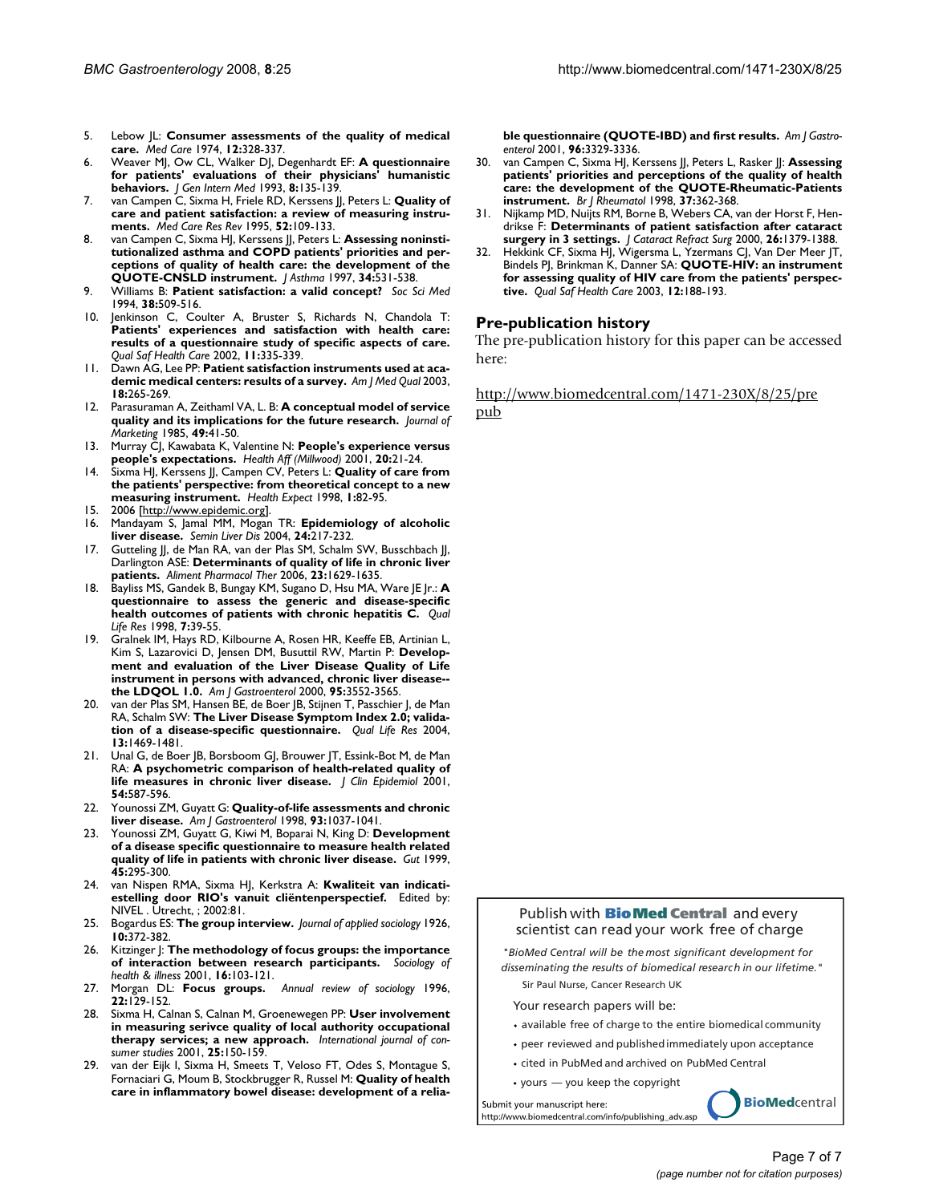5. Lebow JL: **Consumer assessments of the quality of medical care.** *Med Care* 1974, **12:**328-337.
6. Weaver MJ, Ow CL, Walker DJ, Degenhardt EF: **A questionnaire for patients' evaluations of their physicians' humanistic behaviors.** *J Gen Intern Med* 1993, **8:**135-139.
7. van Campen C, Sixma H, Friele RD, Kerssens JJ, Peters L: **Quality of care and patient satisfaction: a review of measuring instruments.** *Med Care Res Rev* 1995, **52:**109-133.
8. van Campen C, Sixma HJ, Kerssens JJ, Peters L: **Assessing noninstitutionalized asthma and COPD patients' priorities and perceptions of quality of health care: the development of the QUOTE-CNSLD instrument.** *J Asthma* 1997, **34:**531-538.
9. Williams B: **Patient satisfaction: a valid concept?** *Soc Sci Med* 1994, **38:**509-516.
10. Jenkinson C, Coulter A, Bruster S, Richards N, Chandola T: **Patients' experiences and satisfaction with health care: results of a questionnaire study of specific aspects of care.** *Qual Saf Health Care* 2002, **11:**335-339.
11. Dawn AG, Lee PP: **Patient satisfaction instruments used at academic medical centers: results of a survey.** *Am J Med Qual* 2003, **18:**265-269.
12. Parasuraman A, Zeithaml VA, L. B: **A conceptual model of service quality and its implications for the future research.** *Journal of Marketing* 1985, **49:**41-50.
13. Murray CJ, Kawabata K, Valentine N: **People's experience versus people's expectations.** *Health Aff (Millwood)* 2001, **20:**21-24.
14. Sixma HJ, Kerssens JJ, Campen CV, Peters L: **Quality of care from the patients' perspective: from theoretical concept to a new measuring instrument.** *Health Expect* 1998, **1:**82-95.
15. 2006 [http://www.epidemic.org].
16. Mandayam S, Jamal MM, Mogan TR: **Epidemiology of alcoholic liver disease.** *Semin Liver Dis* 2004, **24:**217-232.
17. Gutteling JJ, de Man RA, van der Plas SM, Schalm SW, Busschbach JJ, Darlington ASE: **Determinants of quality of life in chronic liver patients.** *Aliment Pharmacol Ther* 2006, **23:**1629-1635.
18. Bayliss MS, Gandek B, Bungay KM, Sugano D, Hsu MA, Ware JE Jr.: **A questionnaire to assess the generic and disease-specific health outcomes of patients with chronic hepatitis C.** *Qual Life Res* 1998, **7:**39-55.
19. Gralnek IM, Hays RD, Kilbourne A, Rosen HR, Keeffe EB, Artinian L, Kim S, Lazarovici D, Jensen DM, Busuttil RW, Martin P: **Development and evaluation of the Liver Disease Quality of Life instrument in persons with advanced, chronic liver disease--the LDQOL 1.0.** *Am J Gastroenterol* 2000, **95:**3552-3565.
20. van der Plas SM, Hansen BE, de Boer JB, Stijnen T, Passchier J, de Man RA, Schalm SW: **The Liver Disease Symptom Index 2.0; validation of a disease-specific questionnaire.** *Qual Life Res* 2004, **13:**1469-1481.
21. Unal G, de Boer JB, Borsboom GJ, Brouwer JT, Essink-Bot M, de Man RA: **A psychometric comparison of health-related quality of life measures in chronic liver disease.** *J Clin Epidemiol* 2001, **54:**587-596.
22. Younossi ZM, Guyatt G: **Quality-of-life assessments and chronic liver disease.** *Am J Gastroenterol* 1998, **93:**1037-1041.
23. Younossi ZM, Guyatt G, Kiwi M, Boparai N, King D: **Development of a disease specific questionnaire to measure health related quality of life in patients with chronic liver disease.** *Gut* 1999, **45:**295-300.
24. van Nispen RMA, Sixma HJ, Kerkstra A: **Kwaliteit van indicatiestelling door RIO's vanuit cliëntenperspectief.** Edited by: NIVEL . Utrecht, ; 2002:81.
25. Bogardus ES: **The group interview.** *Journal of applied sociology* 1926, **10:**372-382.
26. Kitzinger J: **The methodology of focus groups: the importance of interaction between research participants.** *Sociology of health & illness* 2001, **16:**103-121.
27. Morgan DL: **Focus groups.** *Annual review of sociology* 1996, **22:**129-152.
28. Sixma H, Calnan S, Calnan M, Groenewegen PP: **User involvement in measuring serivce quality of local authority occupational therapy services; a new approach.** *International journal of consumer studies* 2001, **25:**150-159.
29. van der Eijk I, Sixma H, Smeets T, Veloso FT, Odes S, Montague S, Fornaciari G, Moum B, Stockbrugger R, Russel M: **Quality of health care in inflammatory bowel disease: development of a reliable questionnaire (QUOTE-IBD) and first results.** *Am J Gastroenterol* 2001, **96:**3329-3336.
30. van Campen C, Sixma HJ, Kerssens JJ, Peters L, Rasker JJ: **Assessing patients' priorities and perceptions of the quality of health care: the development of the QUOTE-Rheumatic-Patients instrument.** *Br J Rheumatol* 1998, **37:**362-368.
31. Nijkamp MD, Nuijts RM, Borne B, Webers CA, van der Horst F, Hendrikse F: **Determinants of patient satisfaction after cataract surgery in 3 settings.** *J Cataract Refract Surg* 2000, **26:**1379-1388.
32. Hekkink CF, Sixma HJ, Wigersma L, Yzermans CJ, Van Der Meer JT, Bindels PJ, Brinkman K, Danner SA: **QUOTE-HIV: an instrument for assessing quality of HIV care from the patients' perspective.** *Qual Saf Health Care* 2003, **12:**188-193.

## Pre-publication history

The pre-publication history for this paper can be accessed here:

http://www.biomedcentral.com/1471-230X/8/25/prepub

Publish with **BioMed Central** and every scientist can read your work free of charge

*"BioMed Central will be the most significant development for disseminating the results of biomedical research in our lifetime."*

Sir Paul Nurse, Cancer Research UK

Your research papers will be:

- available free of charge to the entire biomedical community
- peer reviewed and published immediately upon acceptance
- cited in PubMed and archived on PubMed Central
- yours — you keep the copyright

Submit your manuscript here:
http://www.biomedcentral.com/info/publishing_adv.asp

BioMedcentral